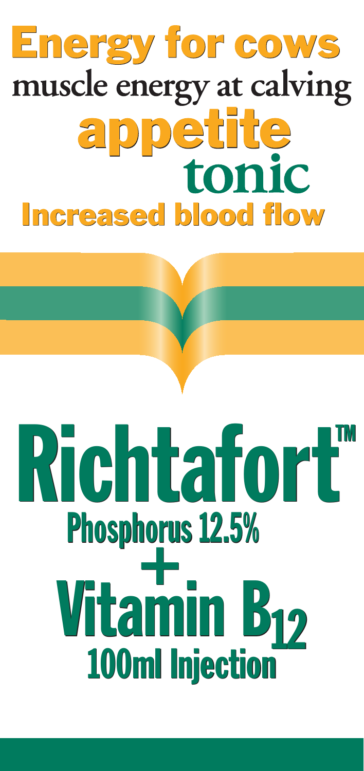# Energy for cows

**muscle energy at calving**

## appetite

## tonic

### Increased blood flow

# Richtafort™

## Phosphorus 12.5%

## +

# Vitamin $B_{12}$

## 100ml Injection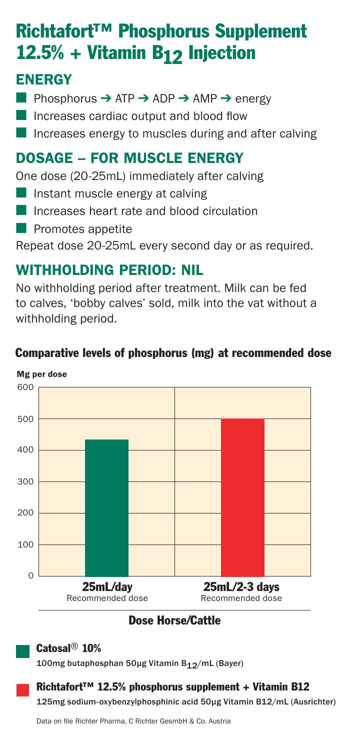# Richtafort™ Phosphorus Supplement 12.5% + Vitamin $B_{12}$ Injection

## ENERGY

- Phosphorus → ATP → ADP → AMP → energy
- Increases cardiac output and blood flow
- Increases energy to muscles during and after calving

## DOSAGE – FOR MUSCLE ENERGY

One dose (20-25mL) immediately after calving

- Instant muscle energy at calving
- Increases heart rate and blood circulation
- Promotes appetite

Repeat dose 20-25mL every second day or as required.

## WITHHOLDING PERIOD: NIL

No withholding period after treatment. Milk can be fed to calves, 'bobby calves' sold, milk into the vat without a withholding period.

### Comparative levels of phosphorus (mg) at recommended dose

Mg per dose

| Dose Horse/Cattle | Mg per dose |
| --- | --- |
| 25mL/day Recommended dose (Catosal® 10%) | ~435 |
| 25mL/2-3 days Recommended dose (Richtafort™ 12.5%) | ~500 |

**Dose Horse/Cattle**

**Catosal® 10%**
100mg butaphosphan 50μg Vitamin $B_{12}$/mL (Bayer)

**Richtafort™ 12.5% phosphorus supplement + Vitamin B12**
125mg sodium-oxybenzylphosphinic acid 50μg Vitamin B12/mL (Ausrichter)

Data on file Richter Pharma, C Richter GesmbH & Co. Austria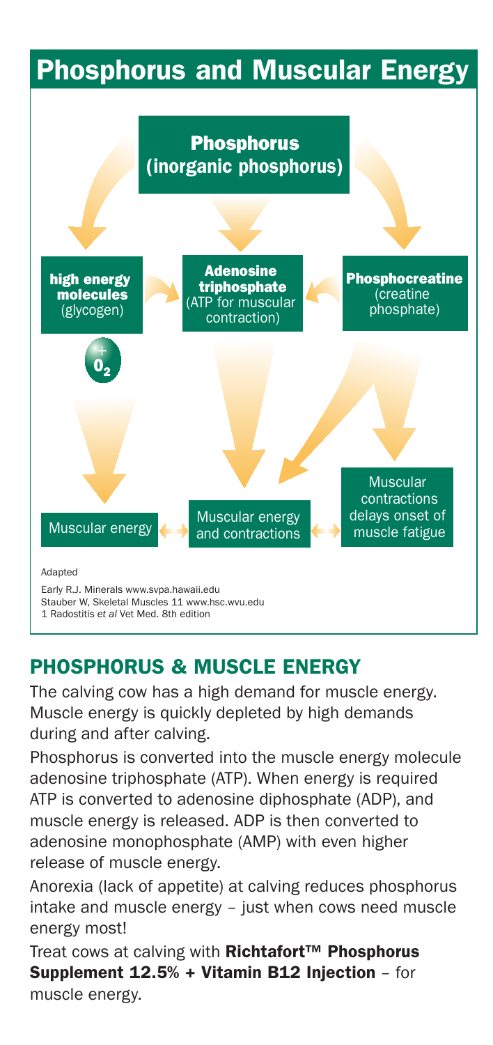# Phosphorus and Muscular Energy

**Phosphorus** (inorganic phosphorus)

**high energy molecules** (glycogen)

**Adenosine triphosphate** (ATP for muscular contraction)

**Phosphocreatine** (creatine phosphate)

$+ O_2$

Muscular energy

Muscular energy and contractions

Muscular contractions delays onset of muscle fatigue

Adapted

Early R.J. Minerals www.svpa.hawaii.edu
Stauber W, Skeletal Muscles 11 www.hsc.wvu.edu
1 Radostitis *et al* Vet Med. 8th edition

## PHOSPHORUS & MUSCLE ENERGY

The calving cow has a high demand for muscle energy. Muscle energy is quickly depleted by high demands during and after calving.

Phosphorus is converted into the muscle energy molecule adenosine triphosphate (ATP). When energy is required ATP is converted to adenosine diphosphate (ADP), and muscle energy is released. ADP is then converted to adenosine monophosphate (AMP) with even higher release of muscle energy.

Anorexia (lack of appetite) at calving reduces phosphorus intake and muscle energy – just when cows need muscle energy most!

Treat cows at calving with **Richtafort™ Phosphorus Supplement 12.5% + Vitamin B12 Injection** – for muscle energy.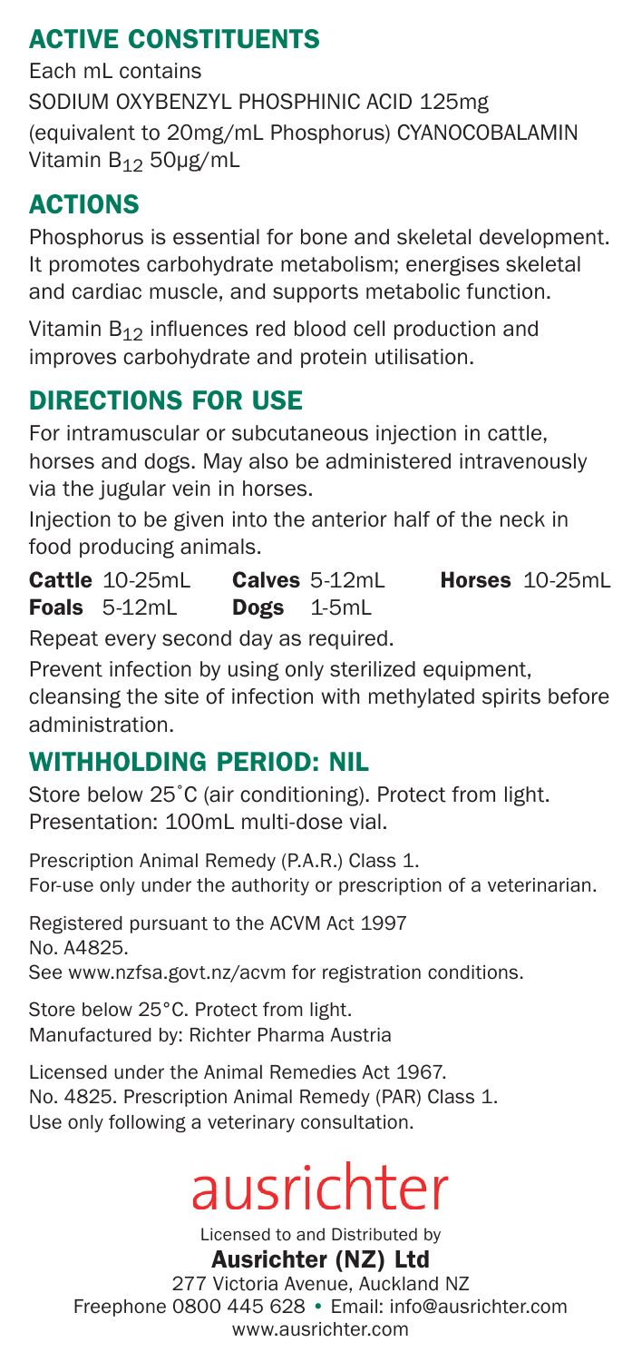## ACTIVE CONSTITUENTS

Each mL contains
SODIUM OXYBENZYL PHOSPHINIC ACID 125mg
(equivalent to 20mg/mL Phosphorus) CYANOCOBALAMIN
Vitamin $B_{12}$ 50µg/mL

## ACTIONS

Phosphorus is essential for bone and skeletal development. It promotes carbohydrate metabolism; energises skeletal and cardiac muscle, and supports metabolic function.

Vitamin $B_{12}$ influences red blood cell production and improves carbohydrate and protein utilisation.

## DIRECTIONS FOR USE

For intramuscular or subcutaneous injection in cattle, horses and dogs. May also be administered intravenously via the jugular vein in horses.

Injection to be given into the anterior half of the neck in food producing animals.

**Cattle** 10-25mL **Calves** 5-12mL **Horses** 10-25mL
**Foals** 5-12mL **Dogs** 1-5mL

Repeat every second day as required.

Prevent infection by using only sterilized equipment, cleansing the site of infection with methylated spirits before administration.

## WITHHOLDING PERIOD: NIL

Store below 25˚C (air conditioning). Protect from light.
Presentation: 100mL multi-dose vial.

Prescription Animal Remedy (P.A.R.) Class 1.
For-use only under the authority or prescription of a veterinarian.

Registered pursuant to the ACVM Act 1997
No. A4825.
See www.nzfsa.govt.nz/acvm for registration conditions.

Store below 25°C. Protect from light.
Manufactured by: Richter Pharma Austria

Licensed under the Animal Remedies Act 1967.
No. 4825. Prescription Animal Remedy (PAR) Class 1.
Use only following a veterinary consultation.

# ausrichter

Licensed to and Distributed by
**Ausrichter (NZ) Ltd**
277 Victoria Avenue, Auckland NZ
Freephone 0800 445 628 • Email: info@ausrichter.com
www.ausrichter.com